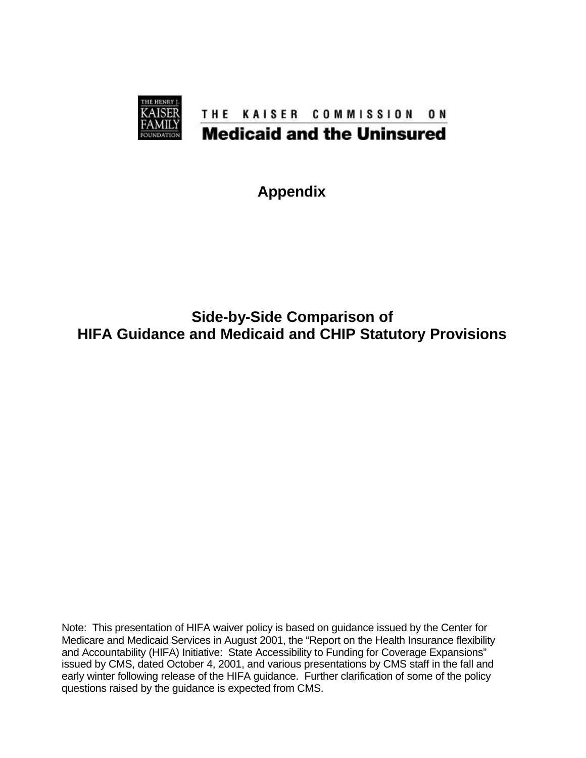THE KAISER COMMISSION ON

**Medicaid and the Uninsured**

# Appendix

# Side-by-Side Comparison of HIFA Guidance and Medicaid and CHIP Statutory Provisions

Note: This presentation of HIFA waiver policy is based on guidance issued by the Center for Medicare and Medicaid Services in August 2001, the "Report on the Health Insurance flexibility and Accountability (HIFA) Initiative: State Accessibility to Funding for Coverage Expansions" issued by CMS, dated October 4, 2001, and various presentations by CMS staff in the fall and early winter following release of the HIFA guidance. Further clarification of some of the policy questions raised by the guidance is expected from CMS.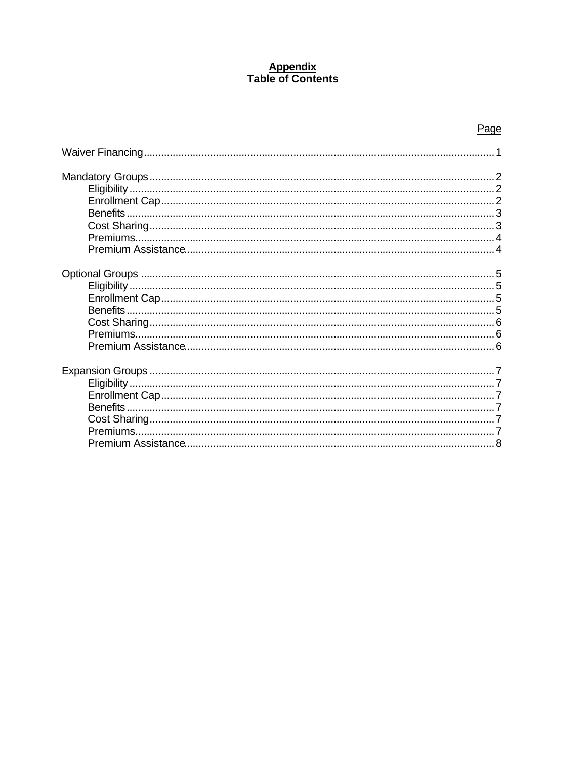# <u>Appendix</u>
# Table of Contents

| | Page |
|---|---|
| Waiver Financing | 1 |
| Mandatory Groups | 2 |
| Eligibility | 2 |
| Enrollment Cap | 2 |
| Benefits | 3 |
| Cost Sharing | 3 |
| Premiums | 4 |
| Premium Assistance | 4 |
| Optional Groups | 5 |
| Eligibility | 5 |
| Enrollment Cap | 5 |
| Benefits | 5 |
| Cost Sharing | 6 |
| Premiums | 6 |
| Premium Assistance | 6 |
| Expansion Groups | 7 |
| Eligibility | 7 |
| Enrollment Cap | 7 |
| Benefits | 7 |
| Cost Sharing | 7 |
| Premiums | 7 |
| Premium Assistance | 8 |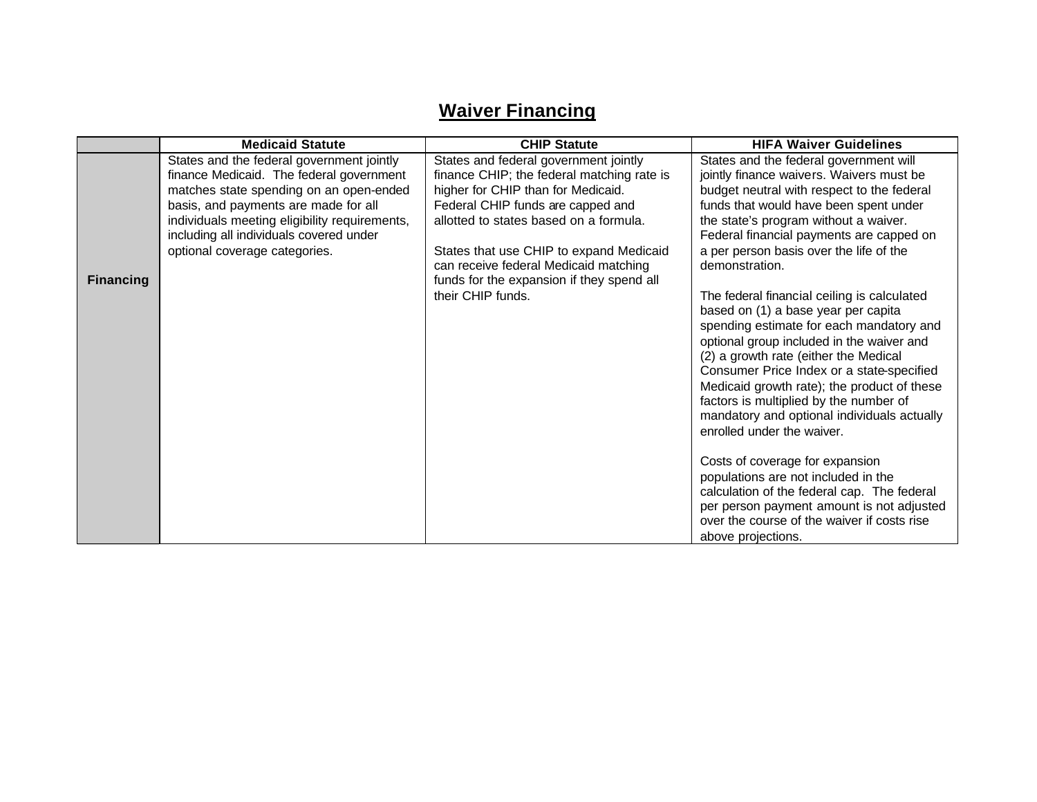## Waiver Financing

| | Medicaid Statute | CHIP Statute | HIFA Waiver Guidelines |
|---|---|---|---|
| **Financing** | States and the federal government jointly finance Medicaid. The federal government matches state spending on an open-ended basis, and payments are made for all individuals meeting eligibility requirements, including all individuals covered under optional coverage categories. | States and federal government jointly finance CHIP; the federal matching rate is higher for CHIP than for Medicaid. Federal CHIP funds are capped and allotted to states based on a formula.<br><br>States that use CHIP to expand Medicaid can receive federal Medicaid matching funds for the expansion if they spend all their CHIP funds. | States and the federal government will jointly finance waivers. Waivers must be budget neutral with respect to the federal funds that would have been spent under the state's program without a waiver. Federal financial payments are capped on a per person basis over the life of the demonstration.<br><br>The federal financial ceiling is calculated based on (1) a base year per capita spending estimate for each mandatory and optional group included in the waiver and (2) a growth rate (either the Medical Consumer Price Index or a state-specified Medicaid growth rate); the product of these factors is multiplied by the number of mandatory and optional individuals actually enrolled under the waiver.<br><br>Costs of coverage for expansion populations are not included in the calculation of the federal cap. The federal per person payment amount is not adjusted over the course of the waiver if costs rise above projections. |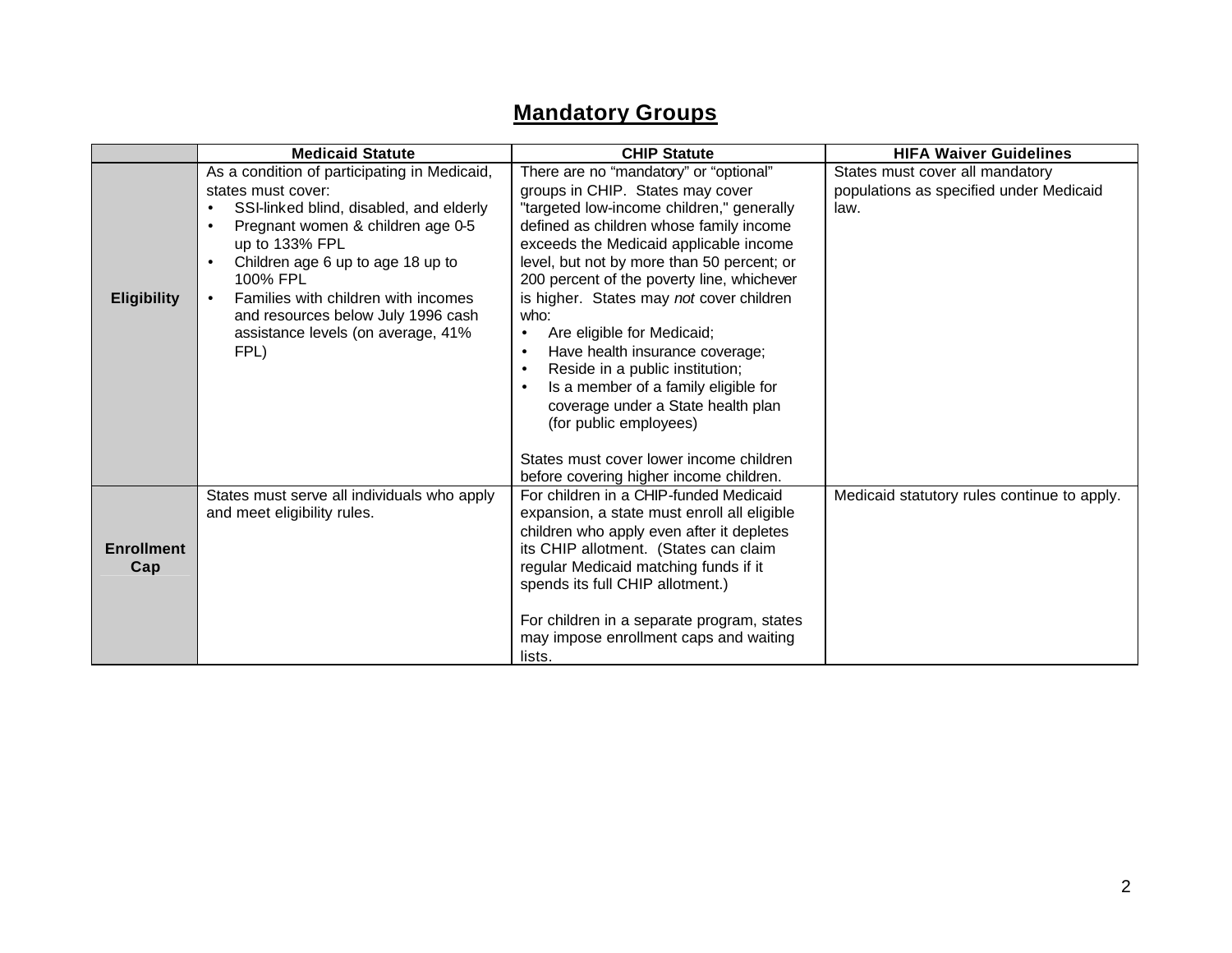## Mandatory Groups

| | Medicaid Statute | CHIP Statute | HIFA Waiver Guidelines |
|---|---|---|---|
| **Eligibility** | As a condition of participating in Medicaid, states must cover:<br>• SSI-linked blind, disabled, and elderly<br>• Pregnant women & children age 0-5 up to 133% FPL<br>• Children age 6 up to age 18 up to 100% FPL<br>• Families with children with incomes and resources below July 1996 cash assistance levels (on average, 41% FPL) | There are no "mandatory" or "optional" groups in CHIP. States may cover "targeted low-income children," generally defined as children whose family income exceeds the Medicaid applicable income level, but not by more than 50 percent; or 200 percent of the poverty line, whichever is higher. States may *not* cover children who:<br>• Are eligible for Medicaid;<br>• Have health insurance coverage;<br>• Reside in a public institution;<br>• Is a member of a family eligible for coverage under a State health plan (for public employees)<br><br>States must cover lower income children before covering higher income children. | States must cover all mandatory populations as specified under Medicaid law. |
| **Enrollment Cap** | States must serve all individuals who apply and meet eligibility rules. | For children in a CHIP-funded Medicaid expansion, a state must enroll all eligible children who apply even after it depletes its CHIP allotment. (States can claim regular Medicaid matching funds if it spends its full CHIP allotment.)<br><br>For children in a separate program, states may impose enrollment caps and waiting lists. | Medicaid statutory rules continue to apply. |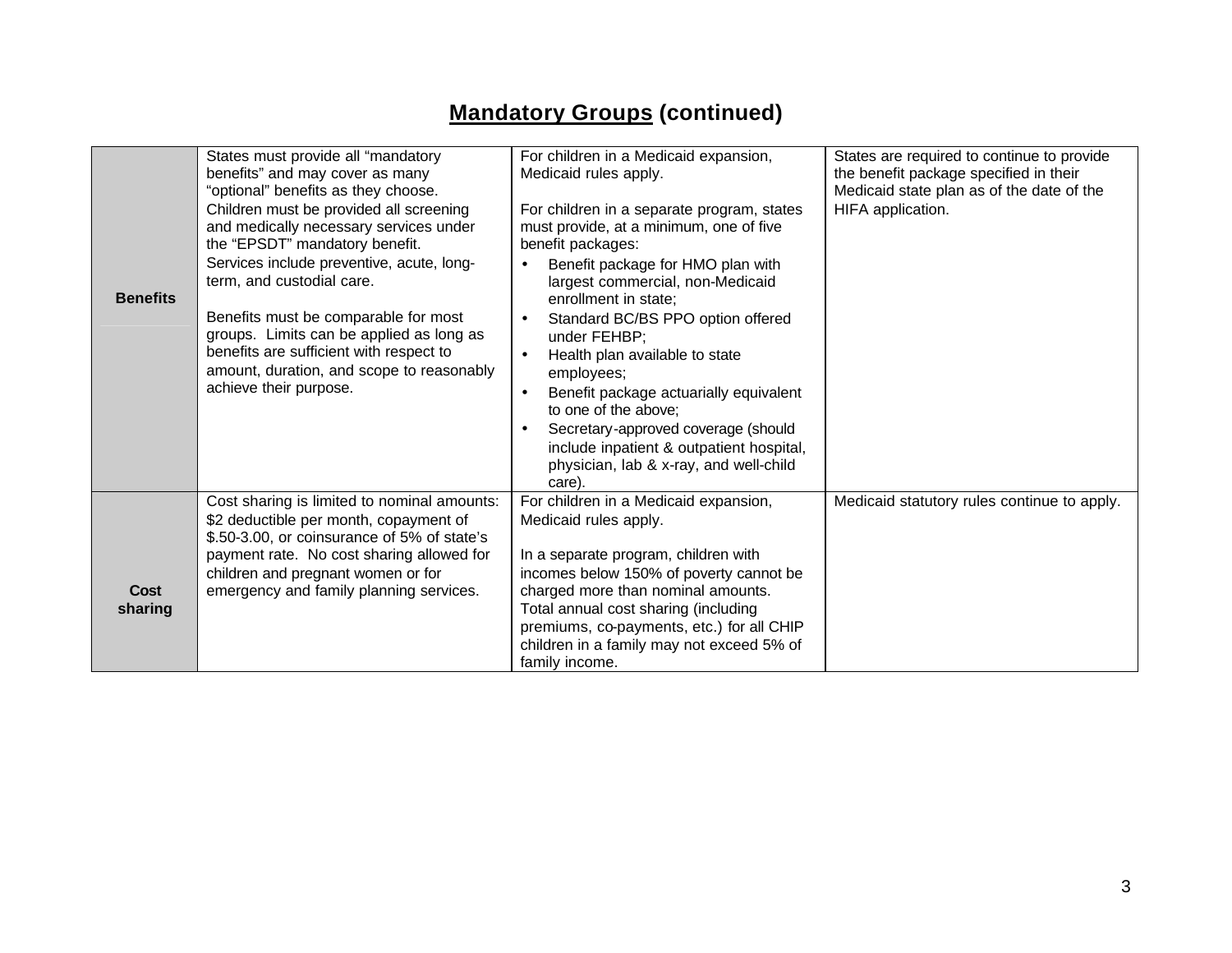## Mandatory Groups (continued)

| | | | |
|---|---|---|---|
| **Benefits** | States must provide all "mandatory benefits" and may cover as many "optional" benefits as they choose. Children must be provided all screening and medically necessary services under the "EPSDT" mandatory benefit. Services include preventive, acute, long-term, and custodial care.<br><br>Benefits must be comparable for most groups. Limits can be applied as long as benefits are sufficient with respect to amount, duration, and scope to reasonably achieve their purpose. | For children in a Medicaid expansion, Medicaid rules apply.<br><br>For children in a separate program, states must provide, at a minimum, one of five benefit packages:<br>• Benefit package for HMO plan with largest commercial, non-Medicaid enrollment in state;<br>• Standard BC/BS PPO option offered under FEHBP;<br>• Health plan available to state employees;<br>• Benefit package actuarially equivalent to one of the above;<br>• Secretary-approved coverage (should include inpatient & outpatient hospital, physician, lab & x-ray, and well-child care). | States are required to continue to provide the benefit package specified in their Medicaid state plan as of the date of the HIFA application. |
| **Cost sharing** | Cost sharing is limited to nominal amounts: \$2 deductible per month, copayment of \$.50-3.00, or coinsurance of 5% of state's payment rate. No cost sharing allowed for children and pregnant women or for emergency and family planning services. | For children in a Medicaid expansion, Medicaid rules apply.<br><br>In a separate program, children with incomes below 150% of poverty cannot be charged more than nominal amounts. Total annual cost sharing (including premiums, co-payments, etc.) for all CHIP children in a family may not exceed 5% of family income. | Medicaid statutory rules continue to apply. |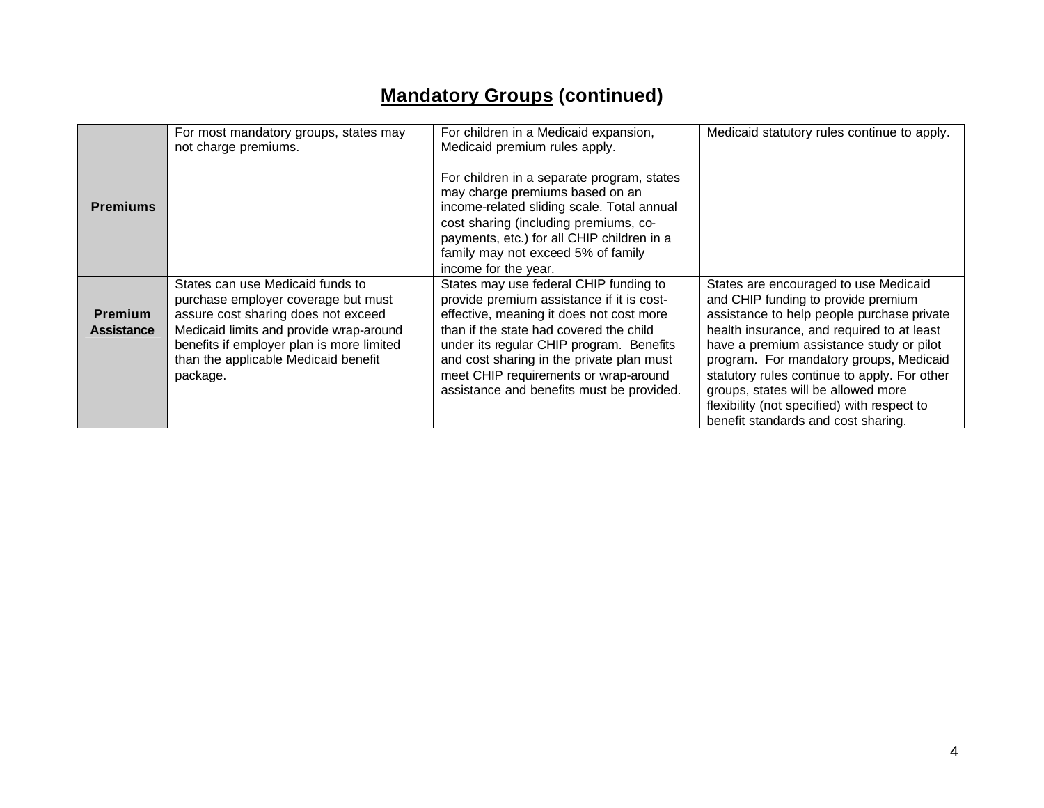## Mandatory Groups (continued)

| | | | |
|---|---|---|---|
| **Premiums** | For most mandatory groups, states may not charge premiums. | For children in a Medicaid expansion, Medicaid premium rules apply.<br><br>For children in a separate program, states may charge premiums based on an income-related sliding scale. Total annual cost sharing (including premiums, co-payments, etc.) for all CHIP children in a family may not exceed 5% of family income for the year. | Medicaid statutory rules continue to apply. |
| **Premium Assistance** | States can use Medicaid funds to purchase employer coverage but must assure cost sharing does not exceed Medicaid limits and provide wrap-around benefits if employer plan is more limited than the applicable Medicaid benefit package. | States may use federal CHIP funding to provide premium assistance if it is cost-effective, meaning it does not cost more than if the state had covered the child under its regular CHIP program. Benefits and cost sharing in the private plan must meet CHIP requirements or wrap-around assistance and benefits must be provided. | States are encouraged to use Medicaid and CHIP funding to provide premium assistance to help people purchase private health insurance, and required to at least have a premium assistance study or pilot program. For mandatory groups, Medicaid statutory rules continue to apply. For other groups, states will be allowed more flexibility (not specified) with respect to benefit standards and cost sharing. |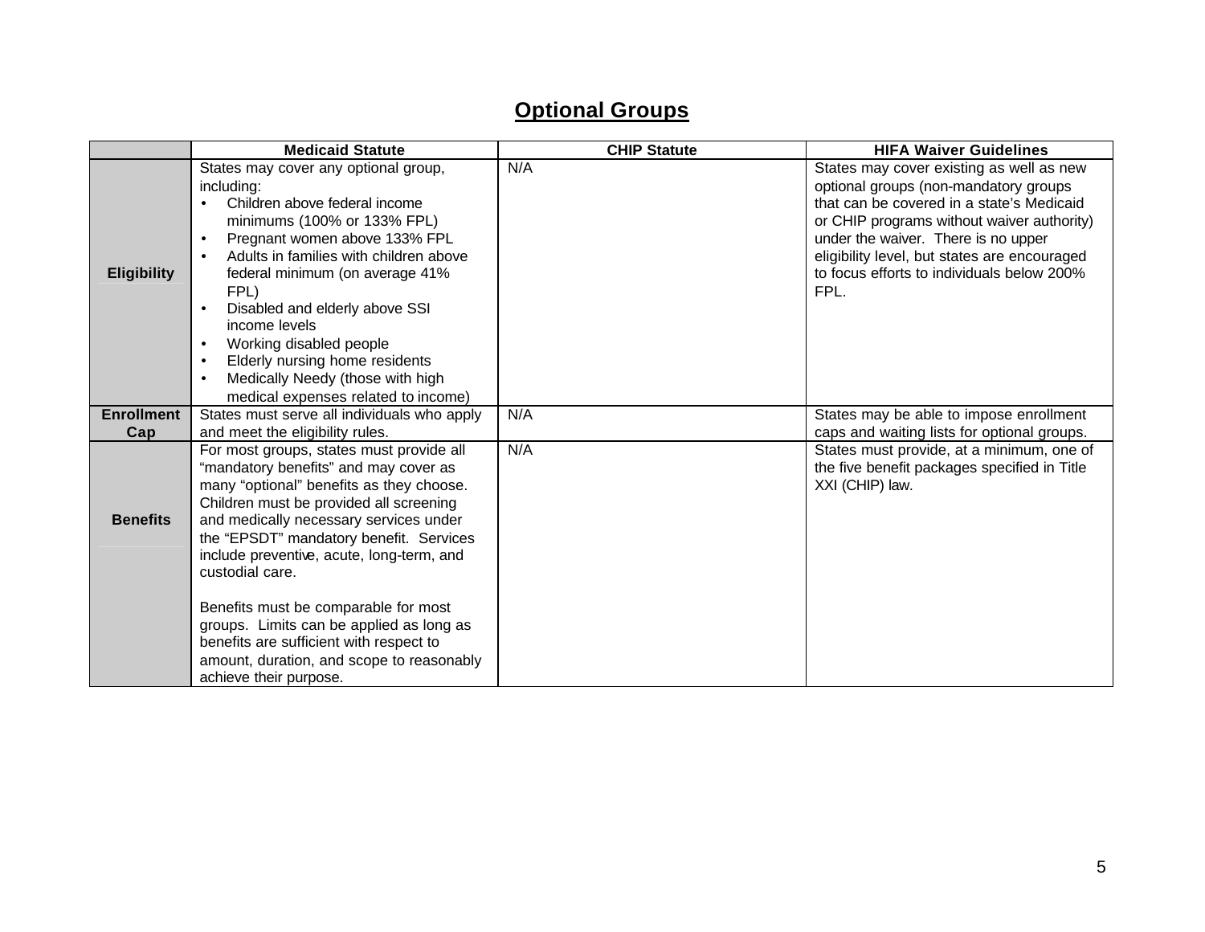## Optional Groups

| | Medicaid Statute | CHIP Statute | HIFA Waiver Guidelines |
|---|---|---|---|
| **Eligibility** | States may cover any optional group, including:<br>• Children above federal income minimums (100% or 133% FPL)<br>• Pregnant women above 133% FPL<br>• Adults in families with children above federal minimum (on average 41% FPL)<br>• Disabled and elderly above SSI income levels<br>• Working disabled people<br>• Elderly nursing home residents<br>• Medically Needy (those with high medical expenses related to income) | N/A | States may cover existing as well as new optional groups (non-mandatory groups that can be covered in a state's Medicaid or CHIP programs without waiver authority) under the waiver. There is no upper eligibility level, but states are encouraged to focus efforts to individuals below 200% FPL. |
| **Enrollment Cap** | States must serve all individuals who apply and meet the eligibility rules. | N/A | States may be able to impose enrollment caps and waiting lists for optional groups. |
| **Benefits** | For most groups, states must provide all "mandatory benefits" and may cover as many "optional" benefits as they choose. Children must be provided all screening and medically necessary services under the "EPSDT" mandatory benefit. Services include preventive, acute, long-term, and custodial care.<br><br>Benefits must be comparable for most groups. Limits can be applied as long as benefits are sufficient with respect to amount, duration, and scope to reasonably achieve their purpose. | N/A | States must provide, at a minimum, one of the five benefit packages specified in Title XXI (CHIP) law. |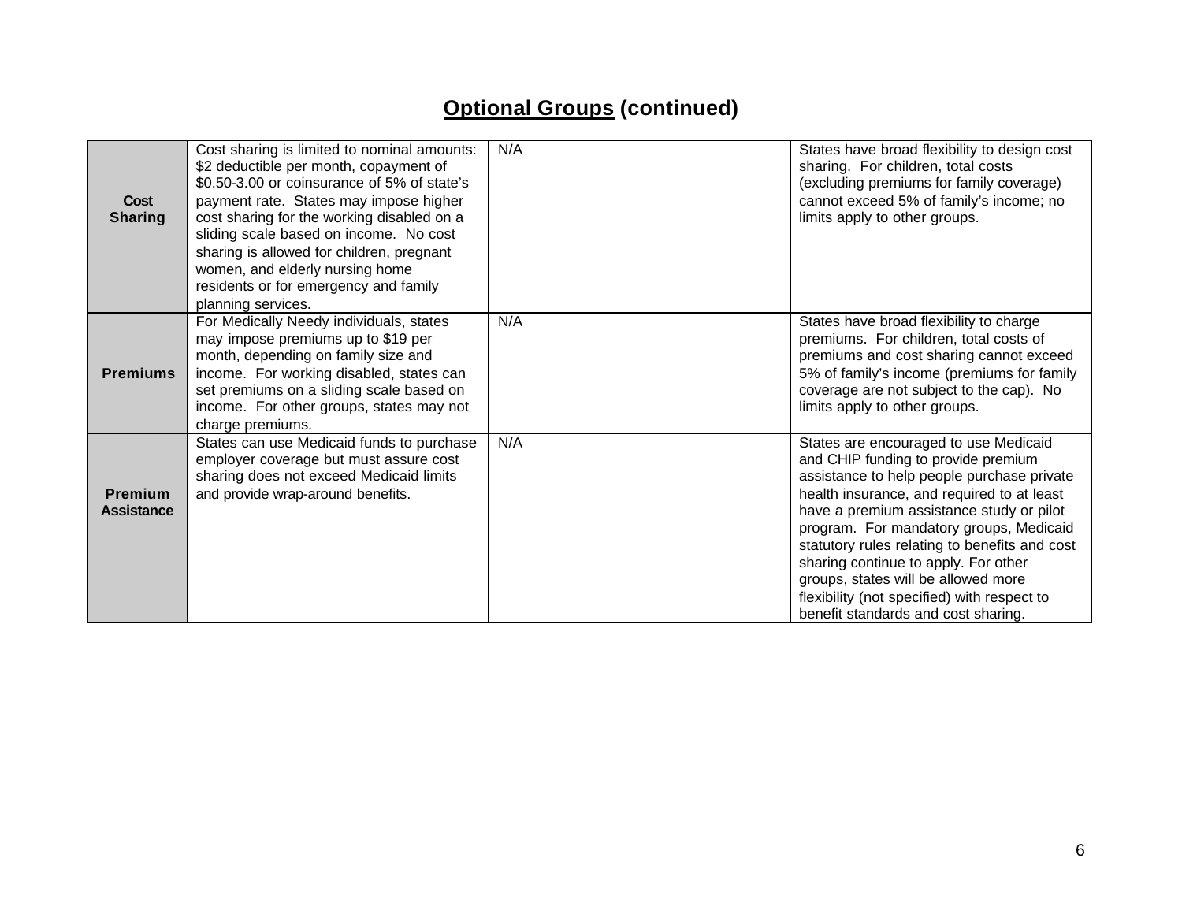## Optional Groups (continued)

| | | | |
|---|---|---|---|
| **Cost Sharing** | Cost sharing is limited to nominal amounts: $2 deductible per month, copayment of $0.50-3.00 or coinsurance of 5% of state's payment rate. States may impose higher cost sharing for the working disabled on a sliding scale based on income. No cost sharing is allowed for children, pregnant women, and elderly nursing home residents or for emergency and family planning services. | N/A | States have broad flexibility to design cost sharing. For children, total costs (excluding premiums for family coverage) cannot exceed 5% of family's income; no limits apply to other groups. |
| **Premiums** | For Medically Needy individuals, states may impose premiums up to $19 per month, depending on family size and income. For working disabled, states can set premiums on a sliding scale based on income. For other groups, states may not charge premiums. | N/A | States have broad flexibility to charge premiums. For children, total costs of premiums and cost sharing cannot exceed 5% of family's income (premiums for family coverage are not subject to the cap). No limits apply to other groups. |
| **Premium Assistance** | States can use Medicaid funds to purchase employer coverage but must assure cost sharing does not exceed Medicaid limits and provide wrap-around benefits. | N/A | States are encouraged to use Medicaid and CHIP funding to provide premium assistance to help people purchase private health insurance, and required to at least have a premium assistance study or pilot program. For mandatory groups, Medicaid statutory rules relating to benefits and cost sharing continue to apply. For other groups, states will be allowed more flexibility (not specified) with respect to benefit standards and cost sharing. |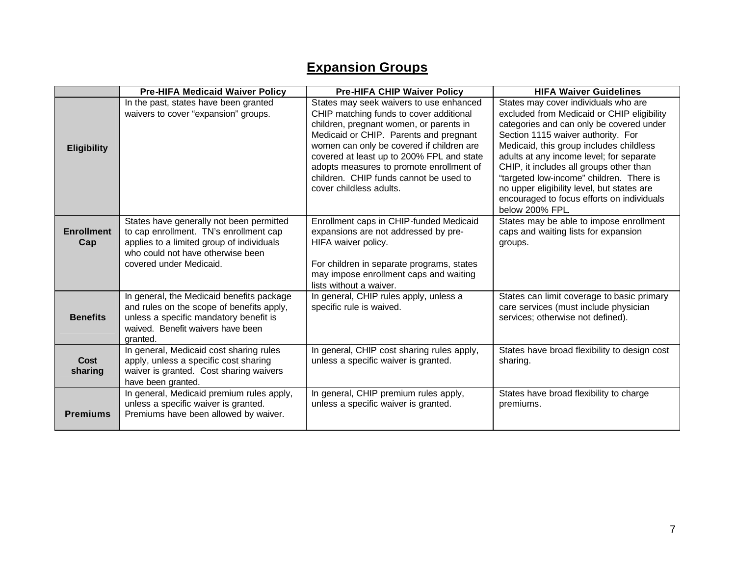# Expansion Groups

| | Pre-HIFA Medicaid Waiver Policy | Pre-HIFA CHIP Waiver Policy | HIFA Waiver Guidelines |
|---|---|---|---|
| **Eligibility** | In the past, states have been granted waivers to cover "expansion" groups. | States may seek waivers to use enhanced CHIP matching funds to cover additional children, pregnant women, or parents in Medicaid or CHIP. Parents and pregnant women can only be covered if children are covered at least up to 200% FPL and state adopts measures to promote enrollment of children. CHIP funds cannot be used to cover childless adults. | States may cover individuals who are excluded from Medicaid or CHIP eligibility categories and can only be covered under Section 1115 waiver authority. For Medicaid, this group includes childless adults at any income level; for separate CHIP, it includes all groups other than "targeted low-income" children. There is no upper eligibility level, but states are encouraged to focus efforts on individuals below 200% FPL. |
| **Enrollment Cap** | States have generally not been permitted to cap enrollment. TN's enrollment cap applies to a limited group of individuals who could not have otherwise been covered under Medicaid. | Enrollment caps in CHIP-funded Medicaid expansions are not addressed by pre-HIFA waiver policy.<br><br>For children in separate programs, states may impose enrollment caps and waiting lists without a waiver. | States may be able to impose enrollment caps and waiting lists for expansion groups. |
| **Benefits** | In general, the Medicaid benefits package and rules on the scope of benefits apply, unless a specific mandatory benefit is waived. Benefit waivers have been granted. | In general, CHIP rules apply, unless a specific rule is waived. | States can limit coverage to basic primary care services (must include physician services; otherwise not defined). |
| **Cost sharing** | In general, Medicaid cost sharing rules apply, unless a specific cost sharing waiver is granted. Cost sharing waivers have been granted. | In general, CHIP cost sharing rules apply, unless a specific waiver is granted. | States have broad flexibility to design cost sharing. |
| **Premiums** | In general, Medicaid premium rules apply, unless a specific waiver is granted. Premiums have been allowed by waiver. | In general, CHIP premium rules apply, unless a specific waiver is granted. | States have broad flexibility to charge premiums. |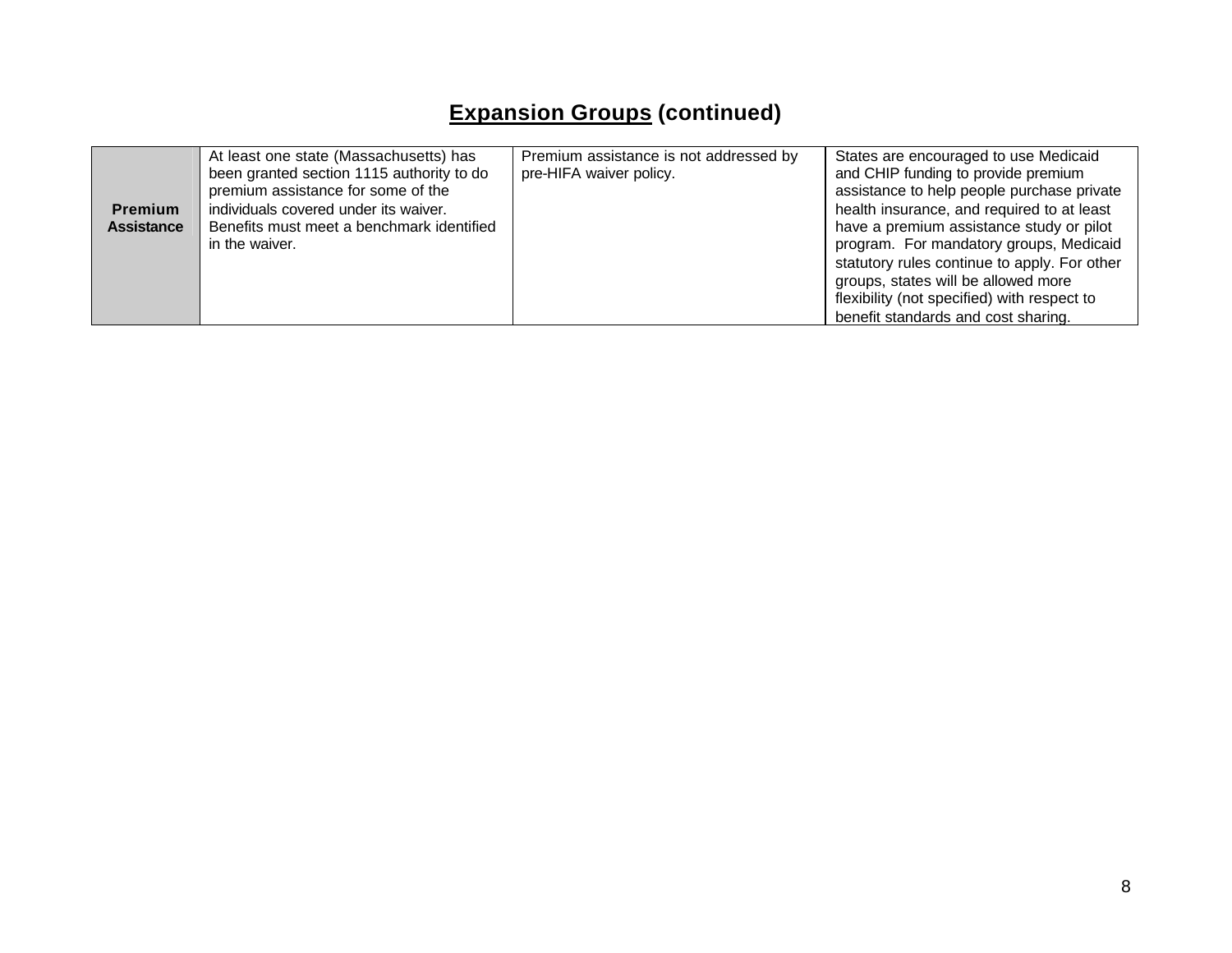## Expansion Groups (continued)

| | | | |
|---|---|---|---|
| **Premium Assistance** | At least one state (Massachusetts) has been granted section 1115 authority to do premium assistance for some of the individuals covered under its waiver. Benefits must meet a benchmark identified in the waiver. | Premium assistance is not addressed by pre-HIFA waiver policy. | States are encouraged to use Medicaid and CHIP funding to provide premium assistance to help people purchase private health insurance, and required to at least have a premium assistance study or pilot program. For mandatory groups, Medicaid statutory rules continue to apply. For other groups, states will be allowed more flexibility (not specified) with respect to benefit standards and cost sharing. |